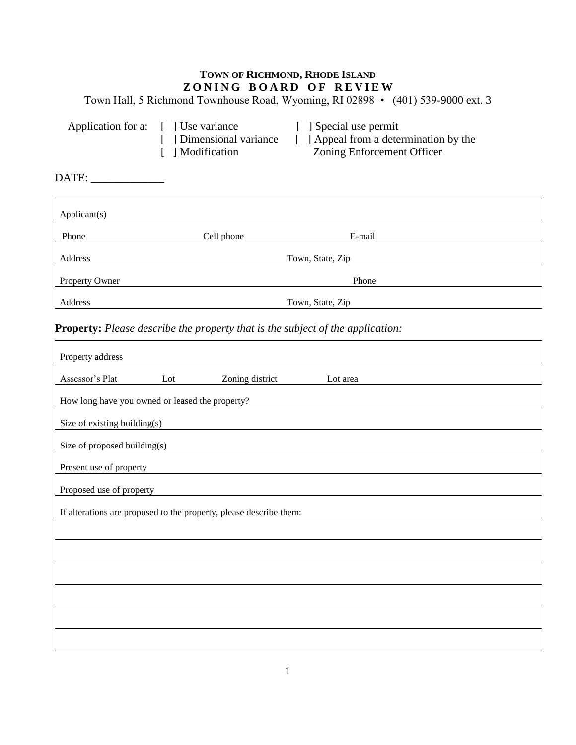**TOWN OF RICHMOND, RHODE ISLAND**

**ZONING BOARD OF REVIEW**

Town Hall, 5 Richmond Townhouse Road, Wyoming, RI 02898 • (401) 539-9000 ext. 3

Application for a:

- [ ] Use variance
- [ ] Dimensional variance
- [ ] Modification
- [ ] Special use permit
- [ ] Appeal from a determination by the Zoning Enforcement Officer

DATE: _____________

| Applicant(s) | | |
|---|---|---|
| Phone | Cell phone | E-mail |
| Address | Town, State, Zip | |
| Property Owner | | Phone |
| Address | Town, State, Zip | |

**Property:** *Please describe the property that is the subject of the application:*

| Property address | | | |
|---|---|---|---|
| Assessor's Plat | Lot | Zoning district | Lot area |
| How long have you owned or leased the property? | | | |
| Size of existing building(s) | | | |
| Size of proposed building(s) | | | |
| Present use of property | | | |
| Proposed use of property | | | |
| If alterations are proposed to the property, please describe them: | | | |
| | | | |
| | | | |
| | | | |
| | | | |
| | | | |
| | | | |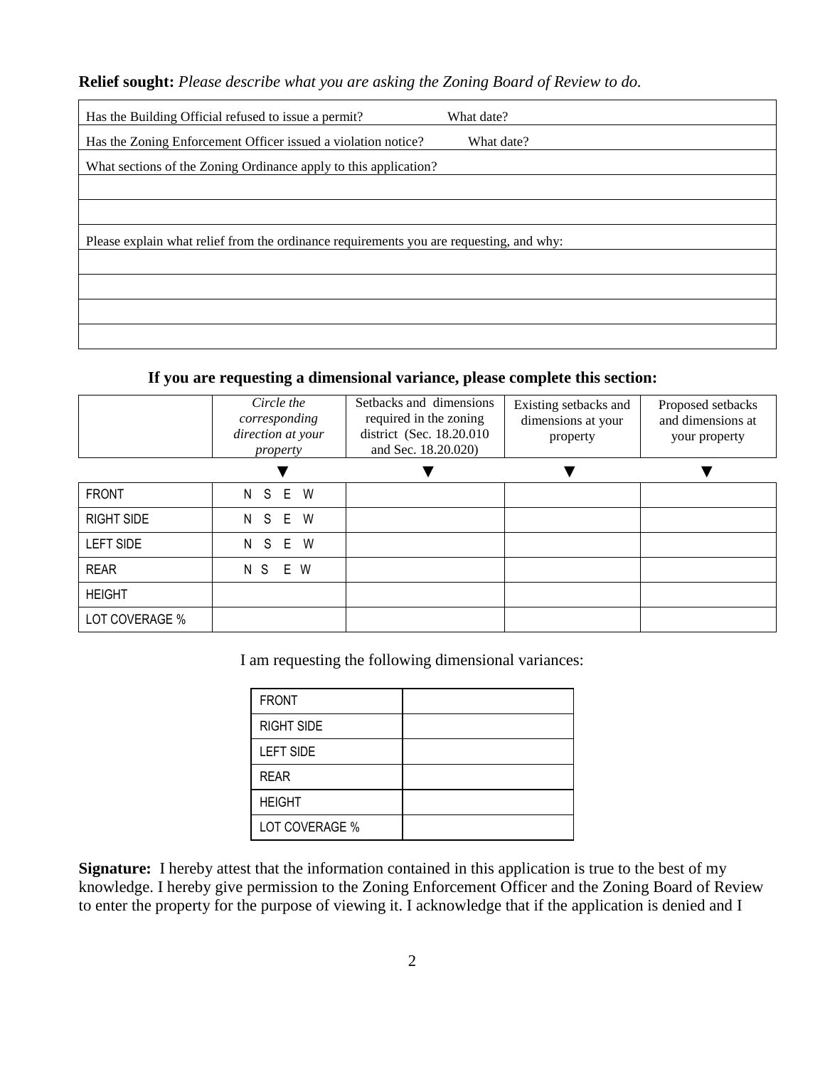**Relief sought:** *Please describe what you are asking the Zoning Board of Review to do.*

| Has the Building Official refused to issue a permit? What date? |
|---|
| Has the Zoning Enforcement Officer issued a violation notice? What date? |
| What sections of the Zoning Ordinance apply to this application? |
| |
| |
| Please explain what relief from the ordinance requirements you are requesting, and why: |
| |
| |
| |
| |

**If you are requesting a dimensional variance, please complete this section:**

| | *Circle the corresponding direction at your property* | Setbacks and dimensions required in the zoning district (Sec. 18.20.010 and Sec. 18.20.020) | Existing setbacks and dimensions at your property | Proposed setbacks and dimensions at your property |
|---|---|---|---|---|
| | ▼ | ▼ | ▼ | ▼ |
| FRONT | N S E W | | | |
| RIGHT SIDE | N S E W | | | |
| LEFT SIDE | N S E W | | | |
| REAR | N S E W | | | |
| HEIGHT | | | | |
| LOT COVERAGE % | | | | |

I am requesting the following dimensional variances:

| | |
|---|---|
| FRONT | |
| RIGHT SIDE | |
| LEFT SIDE | |
| REAR | |
| HEIGHT | |
| LOT COVERAGE % | |

**Signature:** I hereby attest that the information contained in this application is true to the best of my knowledge. I hereby give permission to the Zoning Enforcement Officer and the Zoning Board of Review to enter the property for the purpose of viewing it. I acknowledge that if the application is denied and I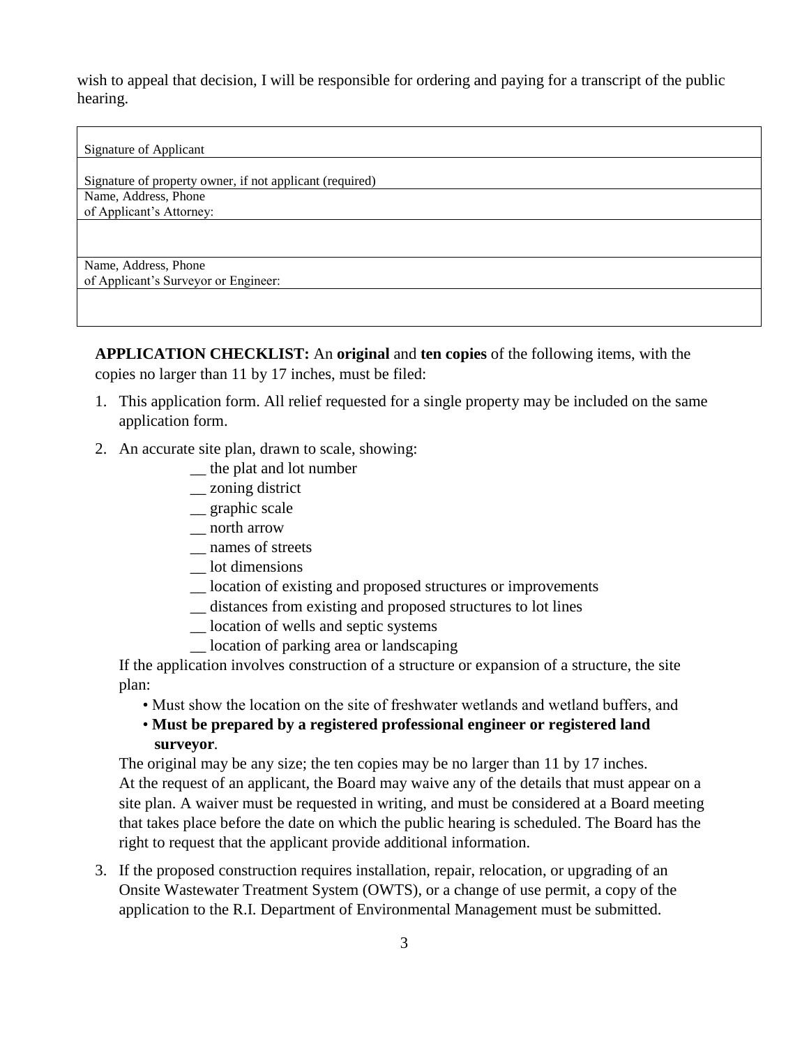wish to appeal that decision, I will be responsible for ordering and paying for a transcript of the public hearing.

| |
|---|
| Signature of Applicant |
| Signature of property owner, if not applicant (required) |
| Name, Address, Phone<br>of Applicant's Attorney: |
| |
| Name, Address, Phone<br>of Applicant's Surveyor or Engineer: |
| |

**APPLICATION CHECKLIST:** An **original** and **ten copies** of the following items, with the copies no larger than 11 by 17 inches, must be filed:

1. This application form. All relief requested for a single property may be included on the same application form.
2. An accurate site plan, drawn to scale, showing:
   - __ the plat and lot number
   - __ zoning district
   - __ graphic scale
   - __ north arrow
   - __ names of streets
   - __ lot dimensions
   - __ location of existing and proposed structures or improvements
   - __ distances from existing and proposed structures to lot lines
   - __ location of wells and septic systems
   - __ location of parking area or landscaping

   If the application involves construction of a structure or expansion of a structure, the site plan:

   - Must show the location on the site of freshwater wetlands and wetland buffers, and
   - **Must be prepared by a registered professional engineer or registered land surveyor**.

   The original may be any size; the ten copies may be no larger than 11 by 17 inches.
   At the request of an applicant, the Board may waive any of the details that must appear on a site plan. A waiver must be requested in writing, and must be considered at a Board meeting that takes place before the date on which the public hearing is scheduled. The Board has the right to request that the applicant provide additional information.
3. If the proposed construction requires installation, repair, relocation, or upgrading of an Onsite Wastewater Treatment System (OWTS), or a change of use permit, a copy of the application to the R.I. Department of Environmental Management must be submitted.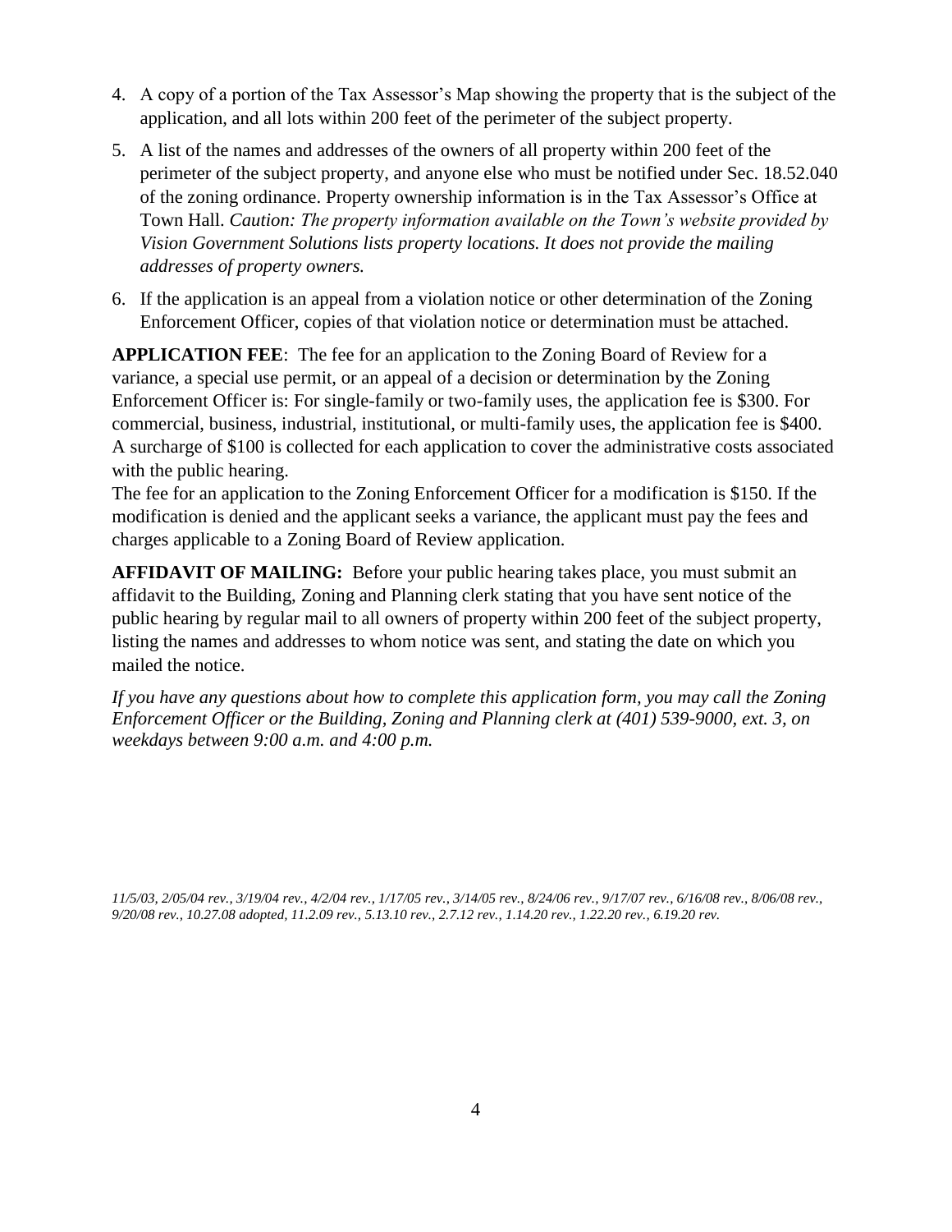4. A copy of a portion of the Tax Assessor's Map showing the property that is the subject of the application, and all lots within 200 feet of the perimeter of the subject property.
5. A list of the names and addresses of the owners of all property within 200 feet of the perimeter of the subject property, and anyone else who must be notified under Sec. 18.52.040 of the zoning ordinance. Property ownership information is in the Tax Assessor's Office at Town Hall. *Caution: The property information available on the Town's website provided by Vision Government Solutions lists property locations. It does not provide the mailing addresses of property owners.*
6. If the application is an appeal from a violation notice or other determination of the Zoning Enforcement Officer, copies of that violation notice or determination must be attached.

**APPLICATION FEE**: The fee for an application to the Zoning Board of Review for a variance, a special use permit, or an appeal of a decision or determination by the Zoning Enforcement Officer is: For single-family or two-family uses, the application fee is $300. For commercial, business, industrial, institutional, or multi-family uses, the application fee is $400. A surcharge of $100 is collected for each application to cover the administrative costs associated with the public hearing.

The fee for an application to the Zoning Enforcement Officer for a modification is $150. If the modification is denied and the applicant seeks a variance, the applicant must pay the fees and charges applicable to a Zoning Board of Review application.

**AFFIDAVIT OF MAILING:** Before your public hearing takes place, you must submit an affidavit to the Building, Zoning and Planning clerk stating that you have sent notice of the public hearing by regular mail to all owners of property within 200 feet of the subject property, listing the names and addresses to whom notice was sent, and stating the date on which you mailed the notice.

*If you have any questions about how to complete this application form, you may call the Zoning Enforcement Officer or the Building, Zoning and Planning clerk at (401) 539-9000, ext. 3, on weekdays between 9:00 a.m. and 4:00 p.m.*

*11/5/03, 2/05/04 rev., 3/19/04 rev., 4/2/04 rev., 1/17/05 rev., 3/14/05 rev., 8/24/06 rev., 9/17/07 rev., 6/16/08 rev., 8/06/08 rev., 9/20/08 rev., 10.27.08 adopted, 11.2.09 rev., 5.13.10 rev., 2.7.12 rev., 1.14.20 rev., 1.22.20 rev., 6.19.20 rev.*